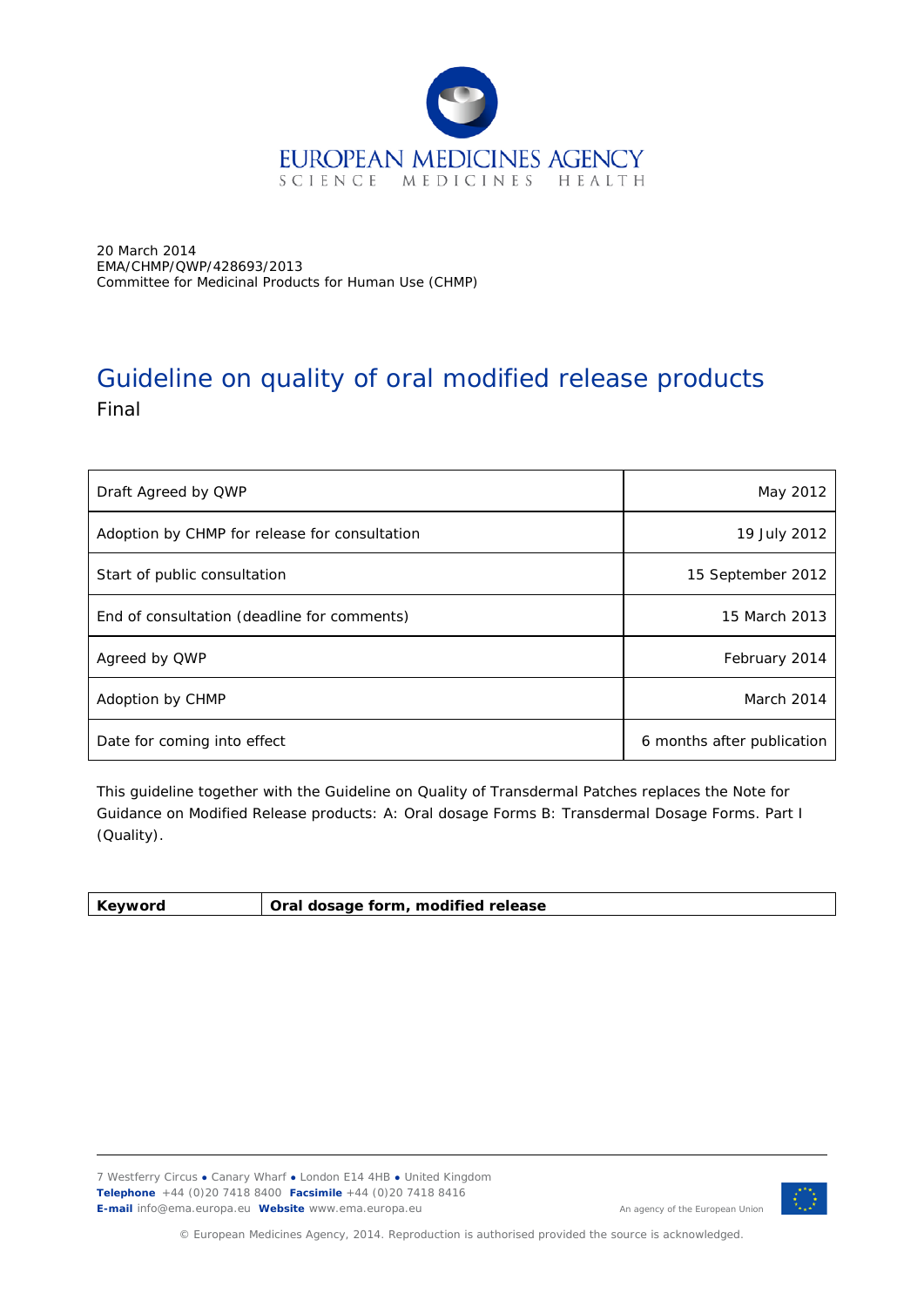EUROPEAN MEDICINES AGENCY
SCIENCE MEDICINES HEALTH

20 March 2014
EMA/CHMP/QWP/428693/2013
Committee for Medicinal Products for Human Use (CHMP)

# Guideline on quality of oral modified release products

Final

| | |
|---|---|
| Draft Agreed by QWP | May 2012 |
| Adoption by CHMP for release for consultation | 19 July 2012 |
| Start of public consultation | 15 September 2012 |
| End of consultation (deadline for comments) | 15 March 2013 |
| Agreed by QWP | February 2014 |
| Adoption by CHMP | March 2014 |
| Date for coming into effect | 6 months after publication |

This guideline together with the Guideline on Quality of Transdermal Patches replaces the Note for Guidance on Modified Release products: A: Oral dosage Forms B: Transdermal Dosage Forms. Part I (Quality).

| | |
|---|---|
| **Keyword** | **Oral dosage form, modified release** |

7 Westferry Circus ● Canary Wharf ● London E14 4HB ● United Kingdom
**Telephone** +44 (0)20 7418 8400 **Facsimile** +44 (0)20 7418 8416
**E-mail** info@ema.europa.eu **Website** www.ema.europa.eu

An agency of the European Union

© European Medicines Agency, 2014. Reproduction is authorised provided the source is acknowledged.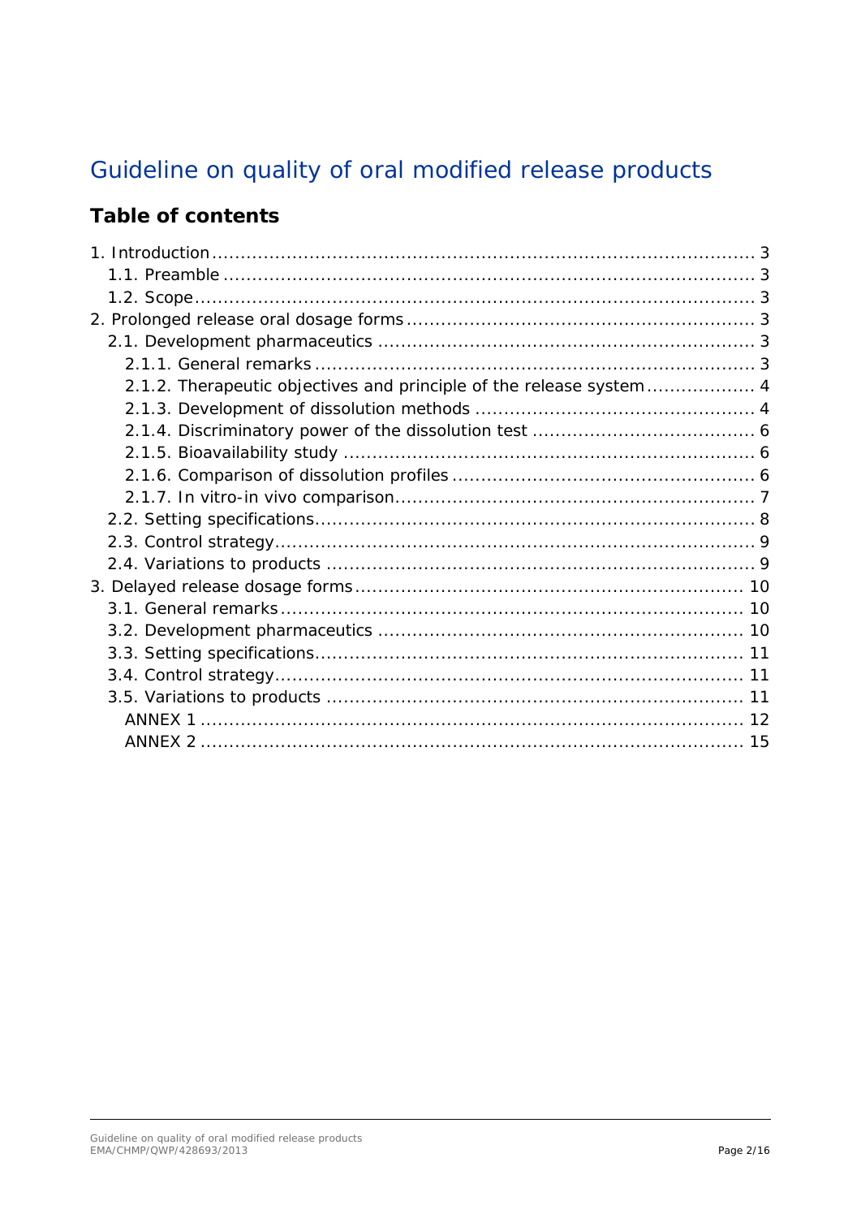# Guideline on quality of oral modified release products

## Table of contents

1. Introduction ........................................................................................ 3
   1.1. Preamble ........................................................................................ 3
   1.2. Scope .............................................................................................. 3
2. Prolonged release oral dosage forms ........................................................ 3
   2.1. Development pharmaceutics ................................................................ 3
      2.1.1. General remarks ........................................................................... 3
      2.1.2. Therapeutic objectives and principle of the release system ................. 4
      2.1.3. Development of dissolution methods ................................................ 4
      2.1.4. Discriminatory power of the dissolution test ...................................... 6
      2.1.5. Bioavailability study ...................................................................... 6
      2.1.6. Comparison of dissolution profiles ................................................... 6
      2.1.7. In vitro-in vivo comparison ............................................................. 7
   2.2. Setting specifications ........................................................................... 8
   2.3. Control strategy .................................................................................. 9
   2.4. Variations to products ......................................................................... 9
3. Delayed release dosage forms ................................................................. 10
   3.1. General remarks ............................................................................... 10
   3.2. Development pharmaceutics ............................................................... 10
   3.3. Setting specifications ......................................................................... 11
   3.4. Control strategy ................................................................................ 11
   3.5. Variations to products ....................................................................... 11
      ANNEX 1 ............................................................................................ 12
      ANNEX 2 ............................................................................................ 15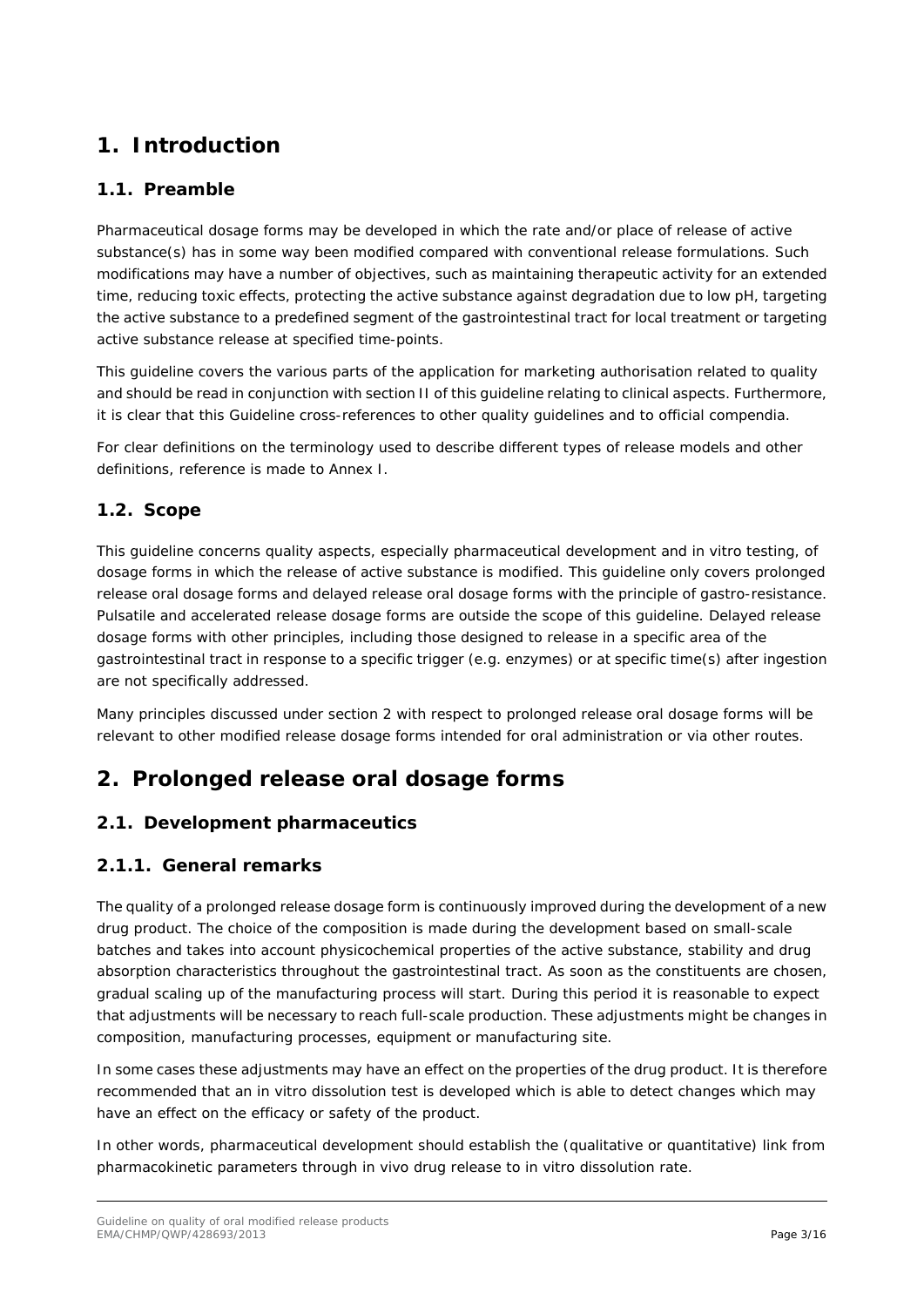# 1. Introduction

## 1.1. Preamble

Pharmaceutical dosage forms may be developed in which the rate and/or place of release of active substance(s) has in some way been modified compared with conventional release formulations. Such modifications may have a number of objectives, such as maintaining therapeutic activity for an extended time, reducing toxic effects, protecting the active substance against degradation due to low pH, targeting the active substance to a predefined segment of the gastrointestinal tract for local treatment or targeting active substance release at specified time-points.

This guideline covers the various parts of the application for marketing authorisation related to quality and should be read in conjunction with section II of this guideline relating to clinical aspects. Furthermore, it is clear that this Guideline cross-references to other quality guidelines and to official compendia.

For clear definitions on the terminology used to describe different types of release models and other definitions, reference is made to Annex I.

## 1.2. Scope

This guideline concerns quality aspects, especially pharmaceutical development and in vitro testing, of dosage forms in which the release of active substance is modified. This guideline only covers prolonged release oral dosage forms and delayed release oral dosage forms with the principle of gastro-resistance. Pulsatile and accelerated release dosage forms are outside the scope of this guideline. Delayed release dosage forms with other principles, including those designed to release in a specific area of the gastrointestinal tract in response to a specific trigger (e.g. enzymes) or at specific time(s) after ingestion are not specifically addressed.

Many principles discussed under section 2 with respect to prolonged release oral dosage forms will be relevant to other modified release dosage forms intended for oral administration or via other routes.

# 2. Prolonged release oral dosage forms

## 2.1. Development pharmaceutics

### 2.1.1. General remarks

The quality of a prolonged release dosage form is continuously improved during the development of a new drug product. The choice of the composition is made during the development based on small-scale batches and takes into account physicochemical properties of the active substance, stability and drug absorption characteristics throughout the gastrointestinal tract. As soon as the constituents are chosen, gradual scaling up of the manufacturing process will start. During this period it is reasonable to expect that adjustments will be necessary to reach full-scale production. These adjustments might be changes in composition, manufacturing processes, equipment or manufacturing site.

In some cases these adjustments may have an effect on the properties of the drug product. It is therefore recommended that an in vitro dissolution test is developed which is able to detect changes which may have an effect on the efficacy or safety of the product.

In other words, pharmaceutical development should establish the (qualitative or quantitative) link from pharmacokinetic parameters through in vivo drug release to in vitro dissolution rate.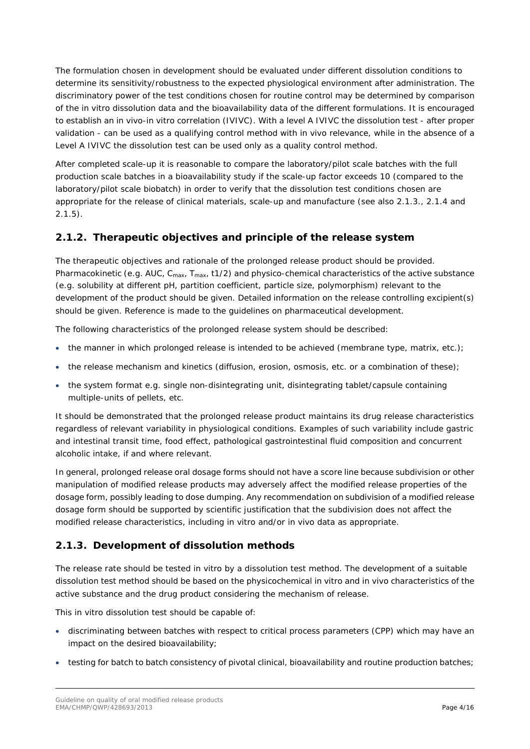The formulation chosen in development should be evaluated under different dissolution conditions to determine its sensitivity/robustness to the expected physiological environment after administration. The discriminatory power of the test conditions chosen for routine control may be determined by comparison of the in vitro dissolution data and the bioavailability data of the different formulations. It is encouraged to establish an in vivo-in vitro correlation (IVIVC). With a level A IVIVC the dissolution test - after proper validation - can be used as a qualifying control method with in vivo relevance, while in the absence of a Level A IVIVC the dissolution test can be used only as a quality control method.

After completed scale-up it is reasonable to compare the laboratory/pilot scale batches with the full production scale batches in a bioavailability study if the scale-up factor exceeds 10 (compared to the laboratory/pilot scale biobatch) in order to verify that the dissolution test conditions chosen are appropriate for the release of clinical materials, scale-up and manufacture (see also 2.1.3., 2.1.4 and 2.1.5).

### 2.1.2. Therapeutic objectives and principle of the release system

The therapeutic objectives and rationale of the prolonged release product should be provided. Pharmacokinetic (e.g. AUC, $C_{max}$, $T_{max}$, t1/2) and physico-chemical characteristics of the active substance (e.g. solubility at different pH, partition coefficient, particle size, polymorphism) relevant to the development of the product should be given. Detailed information on the release controlling excipient(s) should be given. Reference is made to the guidelines on pharmaceutical development.

The following characteristics of the prolonged release system should be described:

- the manner in which prolonged release is intended to be achieved (membrane type, matrix, etc.);
- the release mechanism and kinetics (diffusion, erosion, osmosis, etc. or a combination of these);
- the system format e.g. single non-disintegrating unit, disintegrating tablet/capsule containing multiple-units of pellets, etc.

It should be demonstrated that the prolonged release product maintains its drug release characteristics regardless of relevant variability in physiological conditions. Examples of such variability include gastric and intestinal transit time, food effect, pathological gastrointestinal fluid composition and concurrent alcoholic intake, if and where relevant.

In general, prolonged release oral dosage forms should not have a score line because subdivision or other manipulation of modified release products may adversely affect the modified release properties of the dosage form, possibly leading to dose dumping. Any recommendation on subdivision of a modified release dosage form should be supported by scientific justification that the subdivision does not affect the modified release characteristics, including in vitro and/or in vivo data as appropriate.

### 2.1.3. Development of dissolution methods

The release rate should be tested in vitro by a dissolution test method. The development of a suitable dissolution test method should be based on the physicochemical in vitro and in vivo characteristics of the active substance and the drug product considering the mechanism of release.

This in vitro dissolution test should be capable of:

- discriminating between batches with respect to critical process parameters (CPP) which may have an impact on the desired bioavailability;
- testing for batch to batch consistency of pivotal clinical, bioavailability and routine production batches;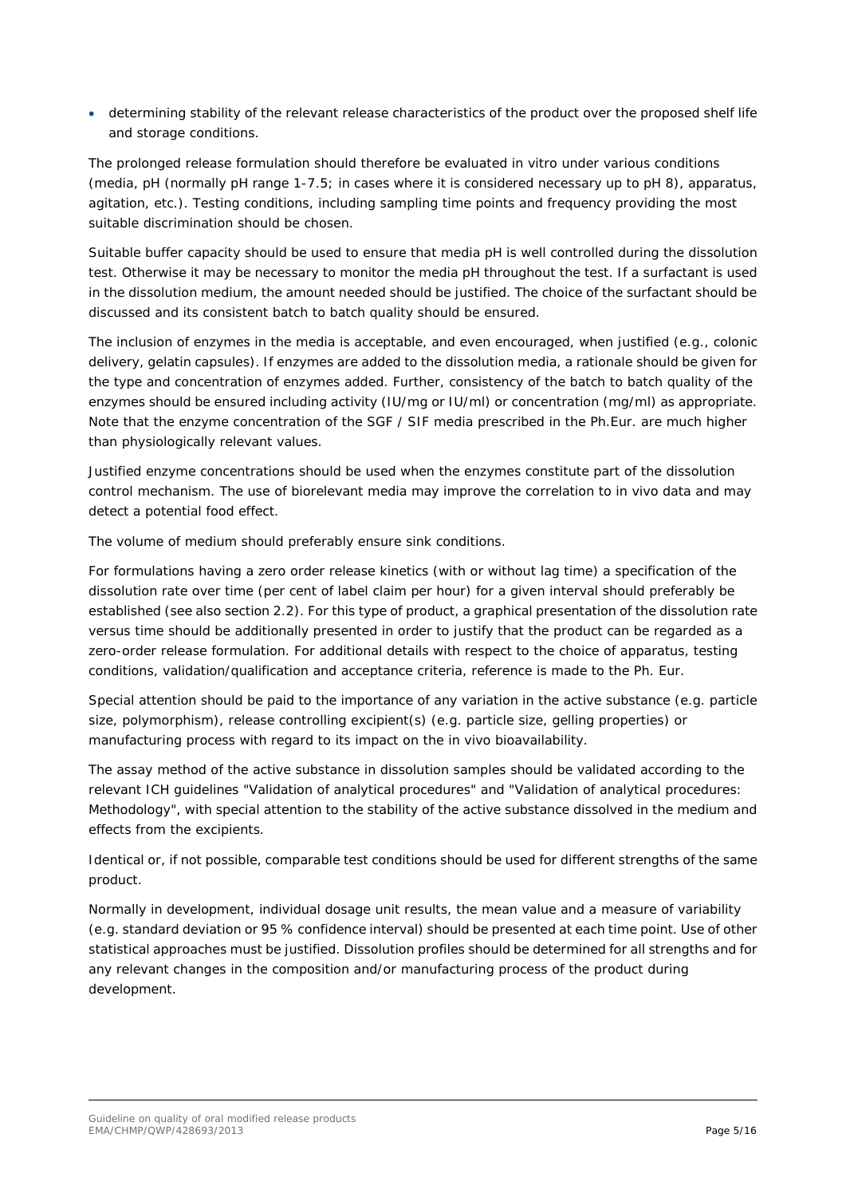- determining stability of the relevant release characteristics of the product over the proposed shelf life and storage conditions.

The prolonged release formulation should therefore be evaluated in vitro under various conditions (media, pH (normally pH range 1-7.5; in cases where it is considered necessary up to pH 8), apparatus, agitation, etc.). Testing conditions, including sampling time points and frequency providing the most suitable discrimination should be chosen.

Suitable buffer capacity should be used to ensure that media pH is well controlled during the dissolution test. Otherwise it may be necessary to monitor the media pH throughout the test. If a surfactant is used in the dissolution medium, the amount needed should be justified. The choice of the surfactant should be discussed and its consistent batch to batch quality should be ensured.

The inclusion of enzymes in the media is acceptable, and even encouraged, when justified (e.g., colonic delivery, gelatin capsules). If enzymes are added to the dissolution media, a rationale should be given for the type and concentration of enzymes added. Further, consistency of the batch to batch quality of the enzymes should be ensured including activity (IU/mg or IU/ml) or concentration (mg/ml) as appropriate. Note that the enzyme concentration of the SGF / SIF media prescribed in the Ph.Eur. are much higher than physiologically relevant values.

Justified enzyme concentrations should be used when the enzymes constitute part of the dissolution control mechanism. The use of biorelevant media may improve the correlation to in vivo data and may detect a potential food effect.

The volume of medium should preferably ensure sink conditions.

For formulations having a zero order release kinetics (with or without lag time) a specification of the dissolution rate over time (per cent of label claim per hour) for a given interval should preferably be established (see also section 2.2). For this type of product, a graphical presentation of the dissolution rate versus time should be additionally presented in order to justify that the product can be regarded as a zero-order release formulation. For additional details with respect to the choice of apparatus, testing conditions, validation/qualification and acceptance criteria, reference is made to the Ph. Eur.

Special attention should be paid to the importance of any variation in the active substance (e.g. particle size, polymorphism), release controlling excipient(s) (e.g. particle size, gelling properties) or manufacturing process with regard to its impact on the in vivo bioavailability.

The assay method of the active substance in dissolution samples should be validated according to the relevant ICH guidelines "Validation of analytical procedures" and "Validation of analytical procedures: Methodology", with special attention to the stability of the active substance dissolved in the medium and effects from the excipients.

Identical or, if not possible, comparable test conditions should be used for different strengths of the same product.

Normally in development, individual dosage unit results, the mean value and a measure of variability (e.g. standard deviation or 95 % confidence interval) should be presented at each time point. Use of other statistical approaches must be justified. Dissolution profiles should be determined for all strengths and for any relevant changes in the composition and/or manufacturing process of the product during development.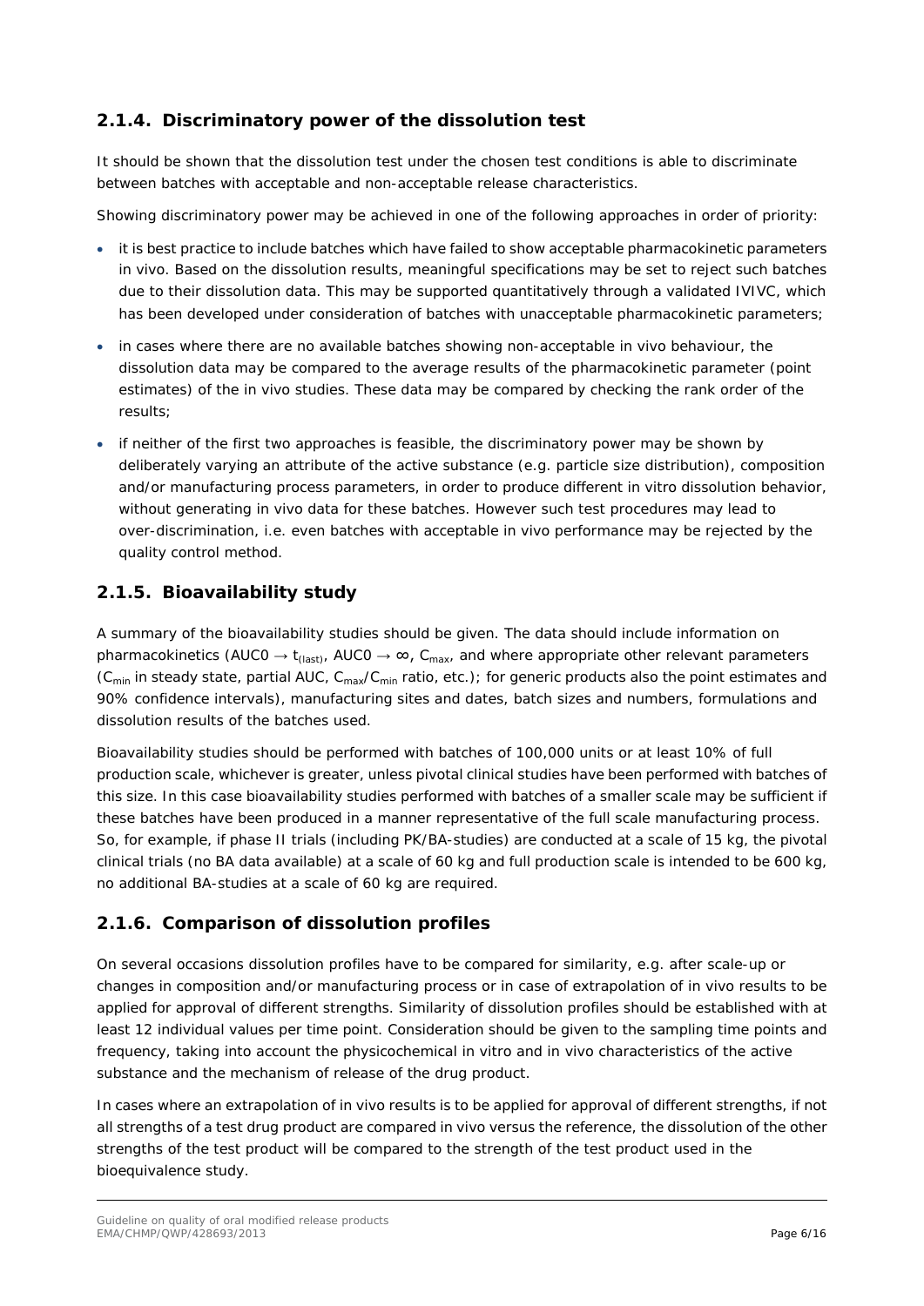### 2.1.4. Discriminatory power of the dissolution test

It should be shown that the dissolution test under the chosen test conditions is able to discriminate between batches with acceptable and non-acceptable release characteristics.

Showing discriminatory power may be achieved in one of the following approaches in order of priority:

- it is best practice to include batches which have failed to show acceptable pharmacokinetic parameters in vivo. Based on the dissolution results, meaningful specifications may be set to reject such batches due to their dissolution data. This may be supported quantitatively through a validated IVIVC, which has been developed under consideration of batches with unacceptable pharmacokinetic parameters;
- in cases where there are no available batches showing non-acceptable in vivo behaviour, the dissolution data may be compared to the average results of the pharmacokinetic parameter (point estimates) of the in vivo studies. These data may be compared by checking the rank order of the results;
- if neither of the first two approaches is feasible, the discriminatory power may be shown by deliberately varying an attribute of the active substance (e.g. particle size distribution), composition and/or manufacturing process parameters, in order to produce different in vitro dissolution behavior, without generating in vivo data for these batches. However such test procedures may lead to over-discrimination, i.e. even batches with acceptable in vivo performance may be rejected by the quality control method.

### 2.1.5. Bioavailability study

A summary of the bioavailability studies should be given. The data should include information on pharmacokinetics ($AUC0 \rightarrow t_{(last)}$, $AUC0 \rightarrow \infty$, $C_{max}$, and where appropriate other relevant parameters ($C_{min}$ in steady state, partial AUC, $C_{max}/C_{min}$ ratio, etc.); for generic products also the point estimates and 90% confidence intervals), manufacturing sites and dates, batch sizes and numbers, formulations and dissolution results of the batches used.

Bioavailability studies should be performed with batches of 100,000 units or at least 10% of full production scale, whichever is greater, unless pivotal clinical studies have been performed with batches of this size. In this case bioavailability studies performed with batches of a smaller scale may be sufficient if these batches have been produced in a manner representative of the full scale manufacturing process. So, for example, if phase II trials (including PK/BA-studies) are conducted at a scale of 15 kg, the pivotal clinical trials (no BA data available) at a scale of 60 kg and full production scale is intended to be 600 kg, no additional BA-studies at a scale of 60 kg are required.

### 2.1.6. Comparison of dissolution profiles

On several occasions dissolution profiles have to be compared for similarity, e.g. after scale-up or changes in composition and/or manufacturing process or in case of extrapolation of in vivo results to be applied for approval of different strengths. Similarity of dissolution profiles should be established with at least 12 individual values per time point. Consideration should be given to the sampling time points and frequency, taking into account the physicochemical in vitro and in vivo characteristics of the active substance and the mechanism of release of the drug product.

In cases where an extrapolation of in vivo results is to be applied for approval of different strengths, if not all strengths of a test drug product are compared in vivo versus the reference, the dissolution of the other strengths of the test product will be compared to the strength of the test product used in the bioequivalence study.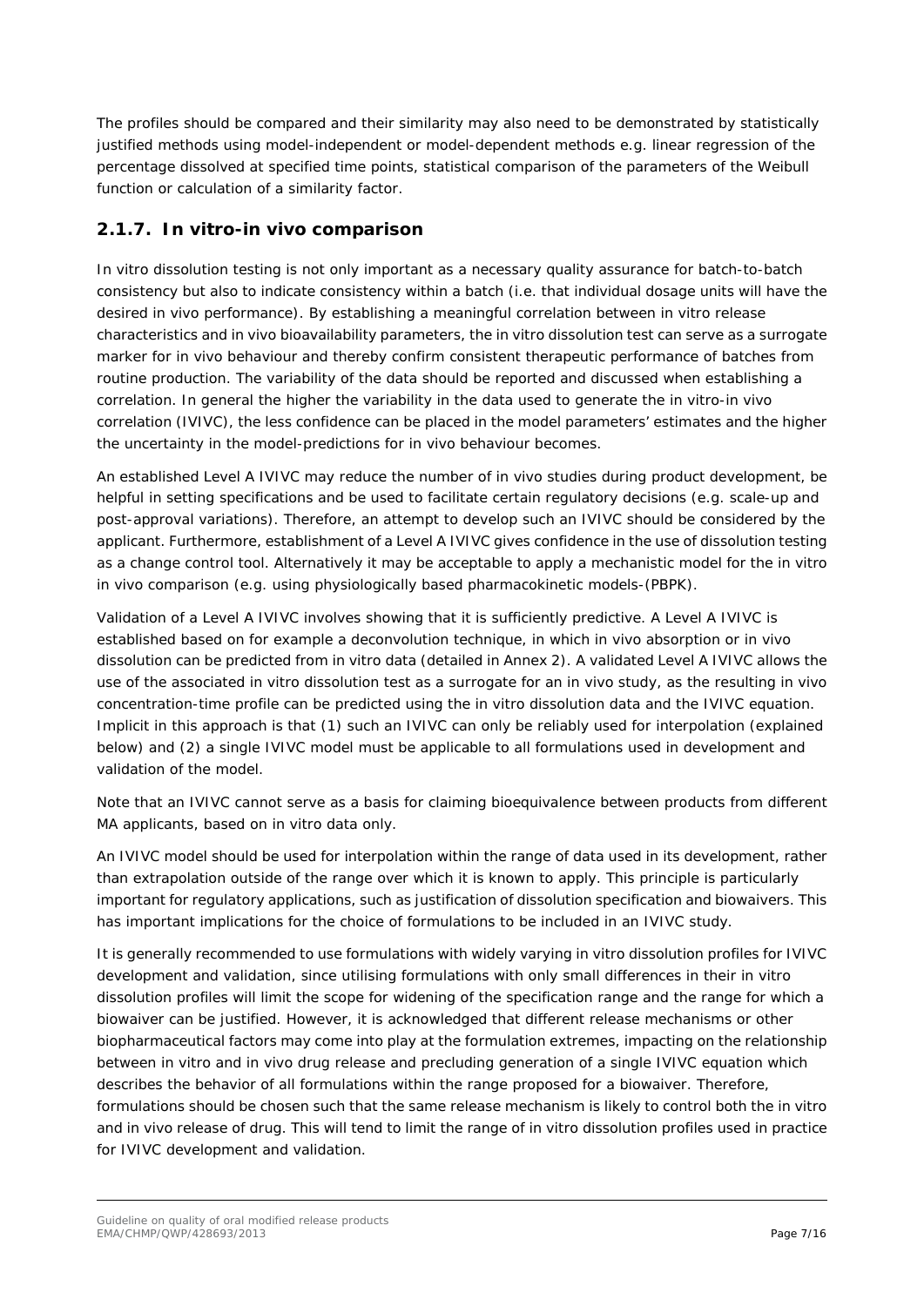The profiles should be compared and their similarity may also need to be demonstrated by statistically justified methods using model-independent or model-dependent methods e.g. linear regression of the percentage dissolved at specified time points, statistical comparison of the parameters of the Weibull function or calculation of a similarity factor.

### 2.1.7. In vitro-in vivo comparison

In vitro dissolution testing is not only important as a necessary quality assurance for batch-to-batch consistency but also to indicate consistency within a batch (i.e. that individual dosage units will have the desired in vivo performance). By establishing a meaningful correlation between in vitro release characteristics and in vivo bioavailability parameters, the in vitro dissolution test can serve as a surrogate marker for in vivo behaviour and thereby confirm consistent therapeutic performance of batches from routine production. The variability of the data should be reported and discussed when establishing a correlation. In general the higher the variability in the data used to generate the in vitro-in vivo correlation (IVIVC), the less confidence can be placed in the model parameters' estimates and the higher the uncertainty in the model-predictions for in vivo behaviour becomes.

An established Level A IVIVC may reduce the number of in vivo studies during product development, be helpful in setting specifications and be used to facilitate certain regulatory decisions (e.g. scale-up and post-approval variations). Therefore, an attempt to develop such an IVIVC should be considered by the applicant. Furthermore, establishment of a Level A IVIVC gives confidence in the use of dissolution testing as a change control tool. Alternatively it may be acceptable to apply a mechanistic model for the in vitro in vivo comparison (e.g. using physiologically based pharmacokinetic models-(PBPK).

Validation of a Level A IVIVC involves showing that it is sufficiently predictive. A Level A IVIVC is established based on for example a deconvolution technique, in which in vivo absorption or in vivo dissolution can be predicted from in vitro data (detailed in Annex 2). A validated Level A IVIVC allows the use of the associated in vitro dissolution test as a surrogate for an in vivo study, as the resulting in vivo concentration-time profile can be predicted using the in vitro dissolution data and the IVIVC equation. Implicit in this approach is that (1) such an IVIVC can only be reliably used for interpolation (explained below) and (2) a single IVIVC model must be applicable to all formulations used in development and validation of the model.

Note that an IVIVC cannot serve as a basis for claiming bioequivalence between products from different MA applicants, based on in vitro data only.

An IVIVC model should be used for interpolation within the range of data used in its development, rather than extrapolation outside of the range over which it is known to apply. This principle is particularly important for regulatory applications, such as justification of dissolution specification and biowaivers. This has important implications for the choice of formulations to be included in an IVIVC study.

It is generally recommended to use formulations with widely varying in vitro dissolution profiles for IVIVC development and validation, since utilising formulations with only small differences in their in vitro dissolution profiles will limit the scope for widening of the specification range and the range for which a biowaiver can be justified. However, it is acknowledged that different release mechanisms or other biopharmaceutical factors may come into play at the formulation extremes, impacting on the relationship between in vitro and in vivo drug release and precluding generation of a single IVIVC equation which describes the behavior of all formulations within the range proposed for a biowaiver. Therefore, formulations should be chosen such that the same release mechanism is likely to control both the in vitro and in vivo release of drug. This will tend to limit the range of in vitro dissolution profiles used in practice for IVIVC development and validation.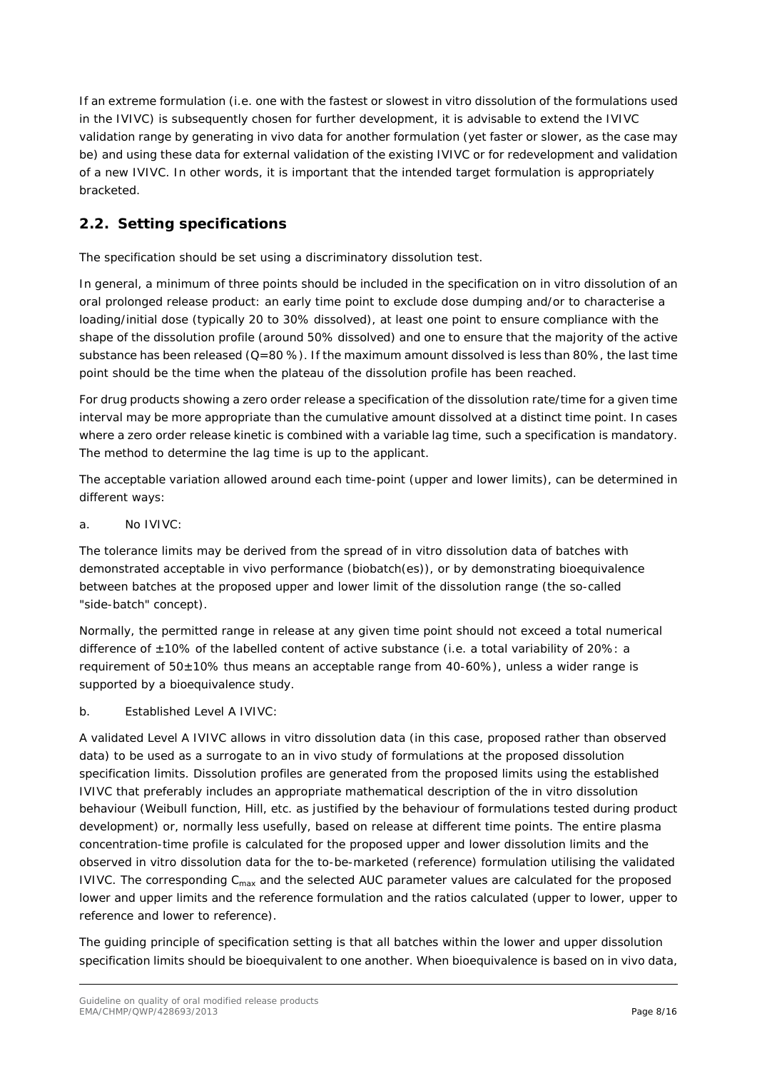If an extreme formulation (i.e. one with the fastest or slowest in vitro dissolution of the formulations used in the IVIVC) is subsequently chosen for further development, it is advisable to extend the IVIVC validation range by generating in vivo data for another formulation (yet faster or slower, as the case may be) and using these data for external validation of the existing IVIVC or for redevelopment and validation of a new IVIVC. In other words, it is important that the intended target formulation is appropriately bracketed.

## 2.2. Setting specifications

The specification should be set using a discriminatory dissolution test.

In general, a minimum of three points should be included in the specification on in vitro dissolution of an oral prolonged release product: an early time point to exclude dose dumping and/or to characterise a loading/initial dose (typically 20 to 30% dissolved), at least one point to ensure compliance with the shape of the dissolution profile (around 50% dissolved) and one to ensure that the majority of the active substance has been released (Q=80 %). If the maximum amount dissolved is less than 80%, the last time point should be the time when the plateau of the dissolution profile has been reached.

For drug products showing a zero order release a specification of the dissolution rate/time for a given time interval may be more appropriate than the cumulative amount dissolved at a distinct time point. In cases where a zero order release kinetic is combined with a variable lag time, such a specification is mandatory. The method to determine the lag time is up to the applicant.

The acceptable variation allowed around each time-point (upper and lower limits), can be determined in different ways:

a. *No IVIVC:*

The tolerance limits may be derived from the spread of in vitro dissolution data of batches with demonstrated acceptable in vivo performance (biobatch(es)), or by demonstrating bioequivalence between batches at the proposed upper and lower limit of the dissolution range (the so-called "side-batch" concept).

Normally, the permitted range in release at any given time point should not exceed a total numerical difference of ±10% of the labelled content of active substance (i.e. a total variability of 20%: a requirement of 50±10% thus means an acceptable range from 40-60%), unless a wider range is supported by a bioequivalence study.

b. *Established Level A IVIVC:*

A validated Level A IVIVC allows in vitro dissolution data (in this case, proposed rather than observed data) to be used as a surrogate to an in vivo study of formulations at the proposed dissolution specification limits. Dissolution profiles are generated from the proposed limits using the established IVIVC that preferably includes an appropriate mathematical description of the in vitro dissolution behaviour (Weibull function, Hill, etc. as justified by the behaviour of formulations tested during product development) or, normally less usefully, based on release at different time points. The entire plasma concentration-time profile is calculated for the proposed upper and lower dissolution limits and the observed in vitro dissolution data for the to-be-marketed (reference) formulation utilising the validated IVIVC. The corresponding $C_{max}$ and the selected AUC parameter values are calculated for the proposed lower and upper limits and the reference formulation and the ratios calculated (upper to lower, upper to reference and lower to reference).

The guiding principle of specification setting is that all batches within the lower and upper dissolution specification limits should be bioequivalent to one another. When bioequivalence is based on in vivo data,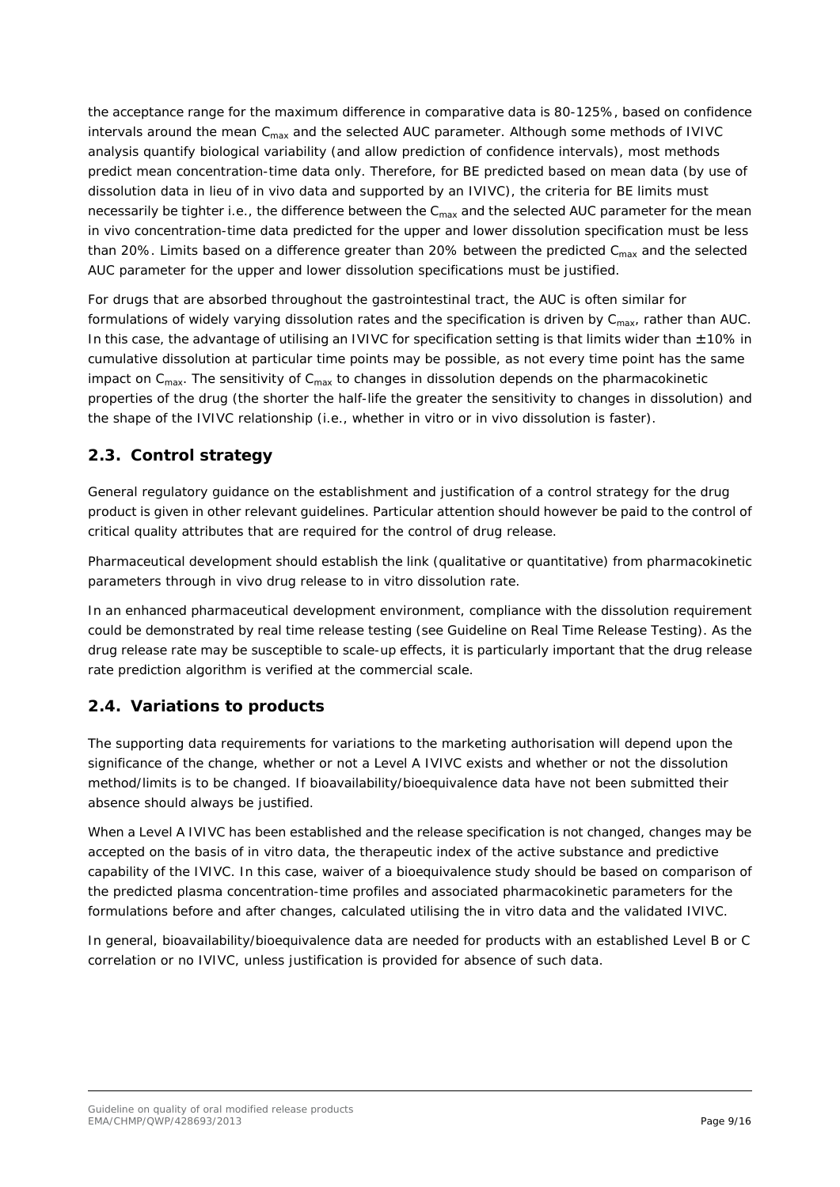the acceptance range for the maximum difference in comparative data is 80-125%, based on confidence intervals around the mean $C_{max}$ and the selected AUC parameter. Although some methods of IVIVC analysis quantify biological variability (and allow prediction of confidence intervals), most methods predict mean concentration-time data only. Therefore, for BE predicted based on mean data (by use of dissolution data in lieu of in vivo data and supported by an IVIVC), the criteria for BE limits must necessarily be tighter i.e., the difference between the $C_{max}$ and the selected AUC parameter for the mean in vivo concentration-time data predicted for the upper and lower dissolution specification must be less than 20%. Limits based on a difference greater than 20% between the predicted $C_{max}$ and the selected AUC parameter for the upper and lower dissolution specifications must be justified.

For drugs that are absorbed throughout the gastrointestinal tract, the AUC is often similar for formulations of widely varying dissolution rates and the specification is driven by $C_{max}$, rather than AUC. In this case, the advantage of utilising an IVIVC for specification setting is that limits wider than ±10% in cumulative dissolution at particular time points may be possible, as not every time point has the same impact on $C_{max}$. The sensitivity of $C_{max}$ to changes in dissolution depends on the pharmacokinetic properties of the drug (the shorter the half-life the greater the sensitivity to changes in dissolution) and the shape of the IVIVC relationship (i.e., whether in vitro or in vivo dissolution is faster).

## 2.3. Control strategy

General regulatory guidance on the establishment and justification of a control strategy for the drug product is given in other relevant guidelines. Particular attention should however be paid to the control of critical quality attributes that are required for the control of drug release.

Pharmaceutical development should establish the link (qualitative or quantitative) from pharmacokinetic parameters through in vivo drug release to in vitro dissolution rate.

In an enhanced pharmaceutical development environment, compliance with the dissolution requirement could be demonstrated by real time release testing (see Guideline on Real Time Release Testing). As the drug release rate may be susceptible to scale-up effects, it is particularly important that the drug release rate prediction algorithm is verified at the commercial scale.

## 2.4. Variations to products

The supporting data requirements for variations to the marketing authorisation will depend upon the significance of the change, whether or not a Level A IVIVC exists and whether or not the dissolution method/limits is to be changed. If bioavailability/bioequivalence data have not been submitted their absence should always be justified.

When a Level A IVIVC has been established and the release specification is not changed, changes may be accepted on the basis of in vitro data, the therapeutic index of the active substance and predictive capability of the IVIVC. In this case, waiver of a bioequivalence study should be based on comparison of the predicted plasma concentration-time profiles and associated pharmacokinetic parameters for the formulations before and after changes, calculated utilising the in vitro data and the validated IVIVC.

In general, bioavailability/bioequivalence data are needed for products with an established Level B or C correlation or no IVIVC, unless justification is provided for absence of such data.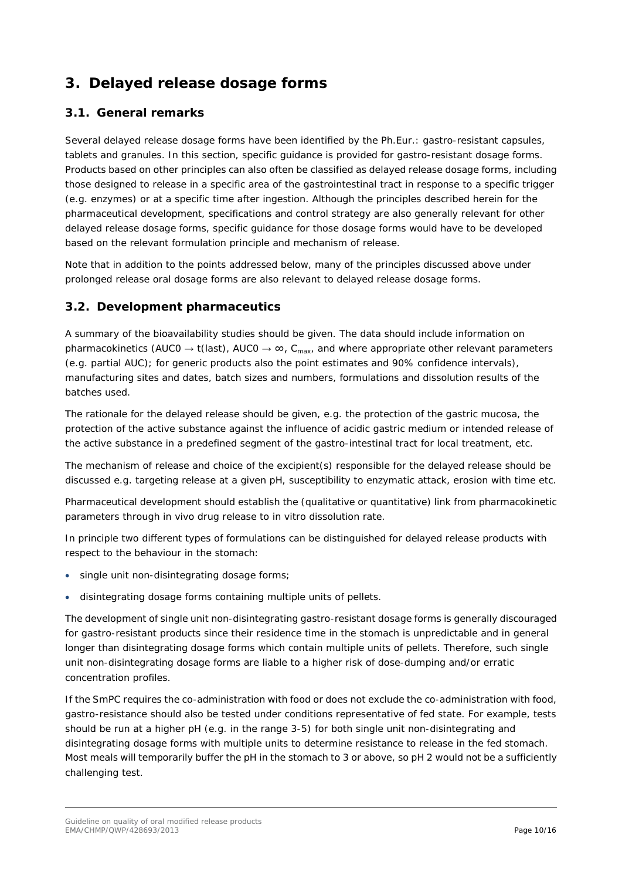# 3. Delayed release dosage forms

## 3.1. General remarks

Several delayed release dosage forms have been identified by the Ph.Eur.: gastro-resistant capsules, tablets and granules. In this section, specific guidance is provided for gastro-resistant dosage forms. Products based on other principles can also often be classified as delayed release dosage forms, including those designed to release in a specific area of the gastrointestinal tract in response to a specific trigger (e.g. enzymes) or at a specific time after ingestion. Although the principles described herein for the pharmaceutical development, specifications and control strategy are also generally relevant for other delayed release dosage forms, specific guidance for those dosage forms would have to be developed based on the relevant formulation principle and mechanism of release.

Note that in addition to the points addressed below, many of the principles discussed above under prolonged release oral dosage forms are also relevant to delayed release dosage forms.

## 3.2. Development pharmaceutics

A summary of the bioavailability studies should be given. The data should include information on pharmacokinetics ($AUC0 \rightarrow t(last)$, $AUC0 \rightarrow \infty$, $C_{max}$, and where appropriate other relevant parameters (e.g. partial AUC); for generic products also the point estimates and 90% confidence intervals), manufacturing sites and dates, batch sizes and numbers, formulations and dissolution results of the batches used.

The rationale for the delayed release should be given, e.g. the protection of the gastric mucosa, the protection of the active substance against the influence of acidic gastric medium or intended release of the active substance in a predefined segment of the gastro-intestinal tract for local treatment, etc.

The mechanism of release and choice of the excipient(s) responsible for the delayed release should be discussed e.g. targeting release at a given pH, susceptibility to enzymatic attack, erosion with time etc.

Pharmaceutical development should establish the (qualitative or quantitative) link from pharmacokinetic parameters through in vivo drug release to in vitro dissolution rate.

In principle two different types of formulations can be distinguished for delayed release products with respect to the behaviour in the stomach:

- single unit non-disintegrating dosage forms;
- disintegrating dosage forms containing multiple units of pellets.

The development of single unit non-disintegrating gastro-resistant dosage forms is generally discouraged for gastro-resistant products since their residence time in the stomach is unpredictable and in general longer than disintegrating dosage forms which contain multiple units of pellets. Therefore, such single unit non-disintegrating dosage forms are liable to a higher risk of dose-dumping and/or erratic concentration profiles.

If the SmPC requires the co-administration with food or does not exclude the co-administration with food, gastro-resistance should also be tested under conditions representative of fed state. For example, tests should be run at a higher pH (e.g. in the range 3-5) for both single unit non-disintegrating and disintegrating dosage forms with multiple units to determine resistance to release in the fed stomach. Most meals will temporarily buffer the pH in the stomach to 3 or above, so pH 2 would not be a sufficiently challenging test.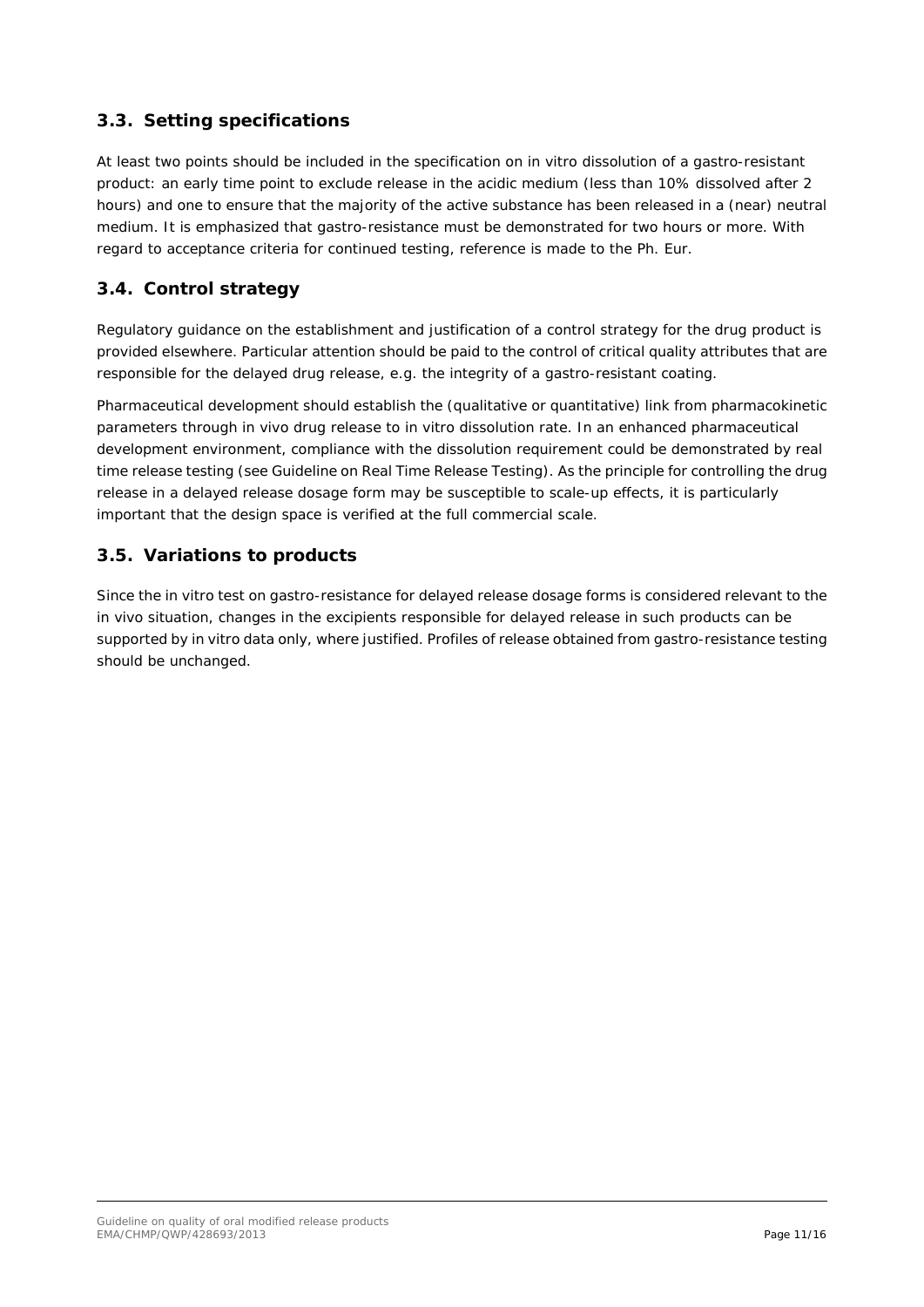## 3.3. Setting specifications

At least two points should be included in the specification on in vitro dissolution of a gastro-resistant product: an early time point to exclude release in the acidic medium (less than 10% dissolved after 2 hours) and one to ensure that the majority of the active substance has been released in a (near) neutral medium. It is emphasized that gastro-resistance must be demonstrated for two hours or more. With regard to acceptance criteria for continued testing, reference is made to the Ph. Eur.

## 3.4. Control strategy

Regulatory guidance on the establishment and justification of a control strategy for the drug product is provided elsewhere. Particular attention should be paid to the control of critical quality attributes that are responsible for the delayed drug release, e.g. the integrity of a gastro-resistant coating.

Pharmaceutical development should establish the (qualitative or quantitative) link from pharmacokinetic parameters through in vivo drug release to in vitro dissolution rate. In an enhanced pharmaceutical development environment, compliance with the dissolution requirement could be demonstrated by real time release testing (see Guideline on Real Time Release Testing). As the principle for controlling the drug release in a delayed release dosage form may be susceptible to scale-up effects, it is particularly important that the design space is verified at the full commercial scale.

## 3.5. Variations to products

Since the in vitro test on gastro-resistance for delayed release dosage forms is considered relevant to the in vivo situation, changes in the excipients responsible for delayed release in such products can be supported by in vitro data only, where justified. Profiles of release obtained from gastro-resistance testing should be unchanged.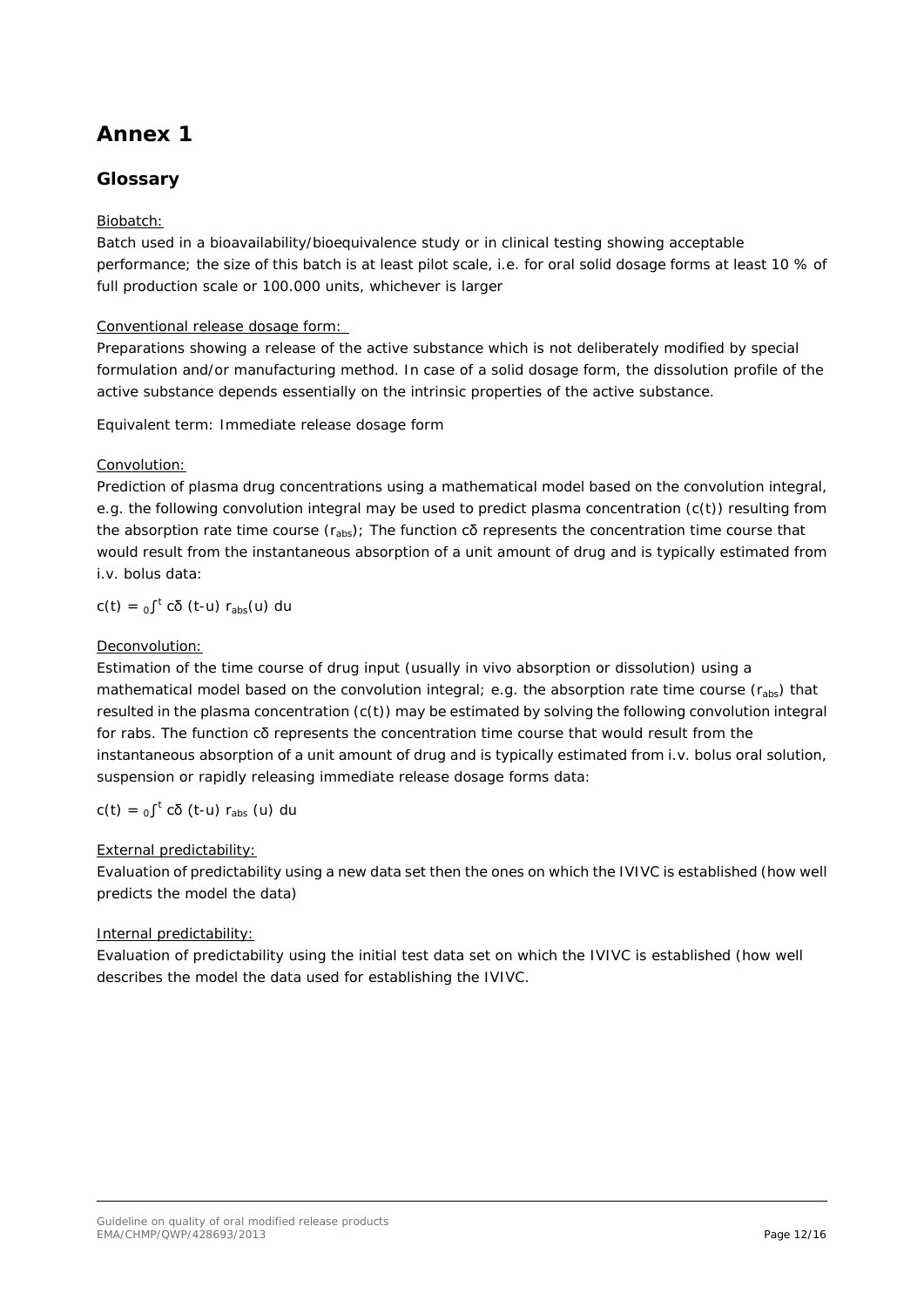# Annex 1

## Glossary

Biobatch:

Batch used in a bioavailability/bioequivalence study or in clinical testing showing acceptable performance; the size of this batch is at least pilot scale, i.e. for oral solid dosage forms at least 10 % of full production scale or 100.000 units, whichever is larger

Conventional release dosage form:

Preparations showing a release of the active substance which is not deliberately modified by special formulation and/or manufacturing method. In case of a solid dosage form, the dissolution profile of the active substance depends essentially on the intrinsic properties of the active substance.

Equivalent term: Immediate release dosage form

Convolution:

Prediction of plasma drug concentrations using a mathematical model based on the convolution integral, e.g. the following convolution integral may be used to predict plasma concentration ($c(t)$) resulting from the absorption rate time course ($r_{abs}$); The function $c\delta$ represents the concentration time course that would result from the instantaneous absorption of a unit amount of drug and is typically estimated from i.v. bolus data:

$$c(t) = \int_0^t c\delta\,(t-u)\; r_{abs}(u)\; du$$

Deconvolution:

Estimation of the time course of drug input (usually in vivo absorption or dissolution) using a mathematical model based on the convolution integral; e.g. the absorption rate time course ($r_{abs}$) that resulted in the plasma concentration ($c(t)$) may be estimated by solving the following convolution integral for rabs. The function $c\delta$ represents the concentration time course that would result from the instantaneous absorption of a unit amount of drug and is typically estimated from i.v. bolus oral solution, suspension or rapidly releasing immediate release dosage forms data:

$$c(t) = \int_0^t c\delta\,(t-u)\; r_{abs}\,(u)\; du$$

External predictability:

Evaluation of predictability using a new data set then the ones on which the IVIVC is established (how well predicts the model the data)

Internal predictability:

Evaluation of predictability using the initial test data set on which the IVIVC is established (how well describes the model the data used for establishing the IVIVC.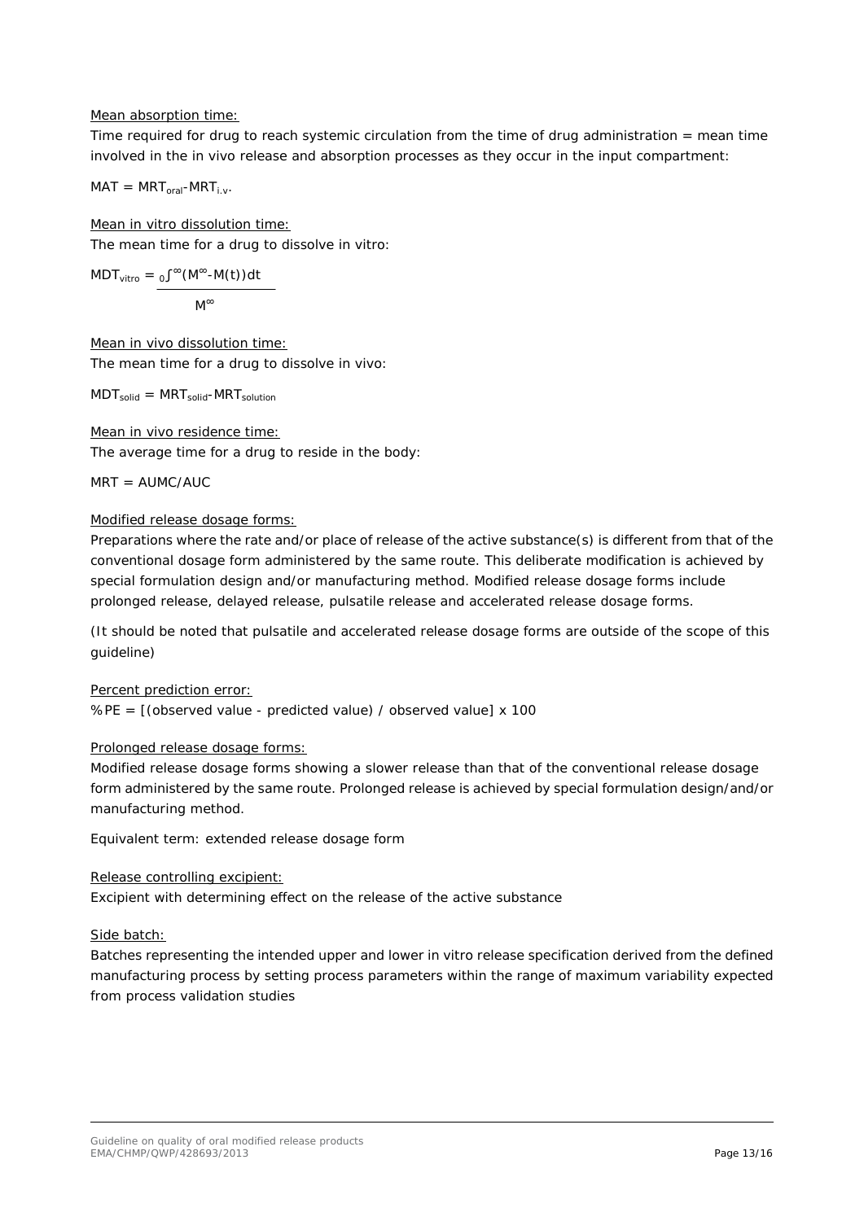Mean absorption time:

Time required for drug to reach systemic circulation from the time of drug administration = mean time involved in the in vivo release and absorption processes as they occur in the input compartment:

$MAT = MRT_{oral} - MRT_{i.v.}$

Mean in vitro dissolution time:

The mean time for a drug to dissolve in vitro:

$$MDT_{vitro} = \frac{\int_0^{\infty}(M^{\infty} - M(t))dt}{M^{\infty}}$$

Mean in vivo dissolution time:

The mean time for a drug to dissolve in vivo:

$MDT_{solid} = MRT_{solid} - MRT_{solution}$

Mean in vivo residence time:

The average time for a drug to reside in the body:

$MRT = AUMC/AUC$

Modified release dosage forms:

Preparations where the rate and/or place of release of the active substance(s) is different from that of the conventional dosage form administered by the same route. This deliberate modification is achieved by special formulation design and/or manufacturing method. Modified release dosage forms include prolonged release, delayed release, pulsatile release and accelerated release dosage forms.

(It should be noted that pulsatile and accelerated release dosage forms are outside of the scope of this guideline)

Percent prediction error:

%PE = [(observed value - predicted value) / observed value] x 100

Prolonged release dosage forms:

Modified release dosage forms showing a slower release than that of the conventional release dosage form administered by the same route. Prolonged release is achieved by special formulation design/and/or manufacturing method.

Equivalent term: extended release dosage form

Release controlling excipient:

Excipient with determining effect on the release of the active substance

Side batch:

Batches representing the intended upper and lower in vitro release specification derived from the defined manufacturing process by setting process parameters within the range of maximum variability expected from process validation studies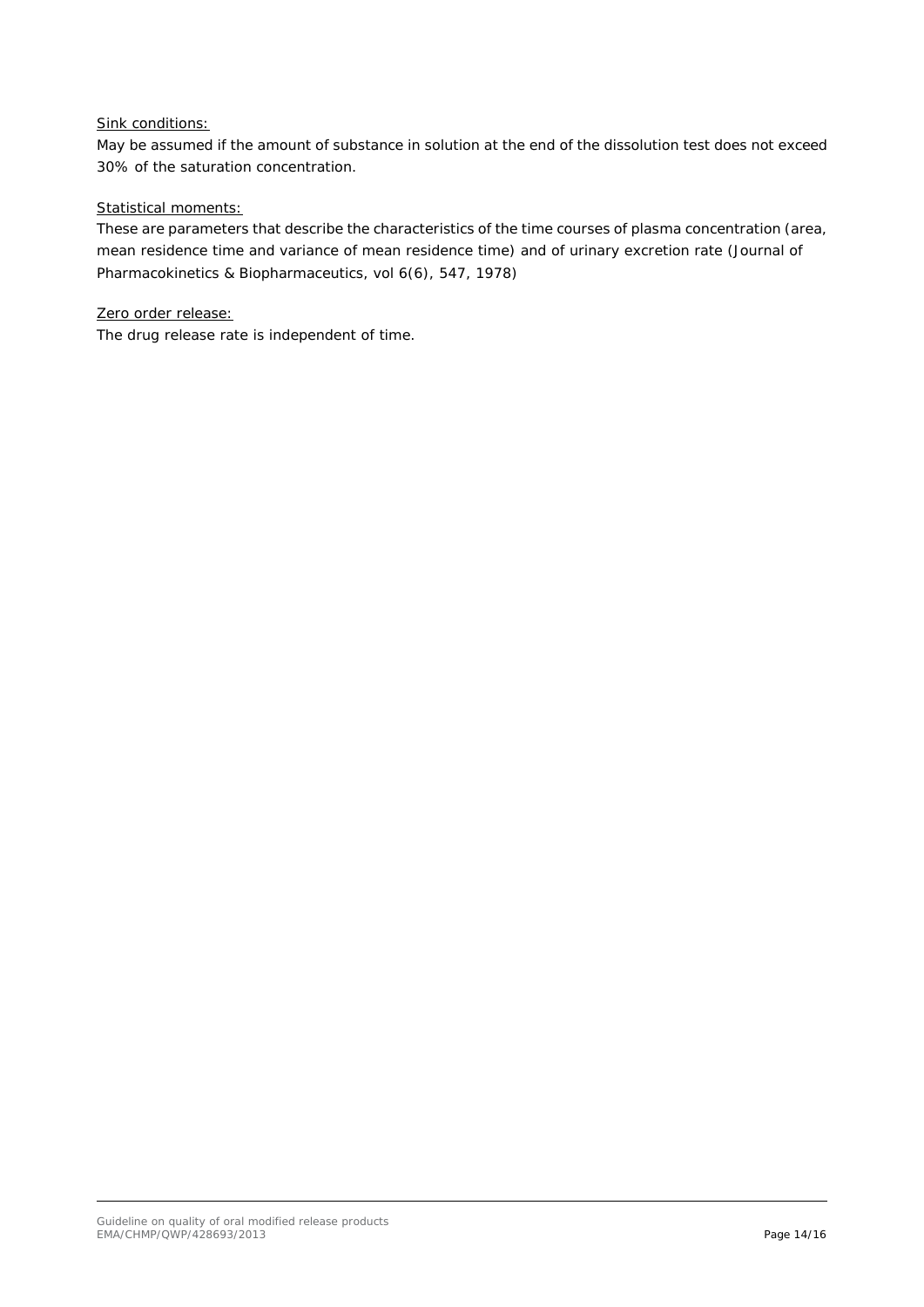Sink conditions:

May be assumed if the amount of substance in solution at the end of the dissolution test does not exceed 30% of the saturation concentration.

Statistical moments:

These are parameters that describe the characteristics of the time courses of plasma concentration (area, mean residence time and variance of mean residence time) and of urinary excretion rate (Journal of Pharmacokinetics & Biopharmaceutics, vol 6(6), 547, 1978)

Zero order release:

The drug release rate is independent of time.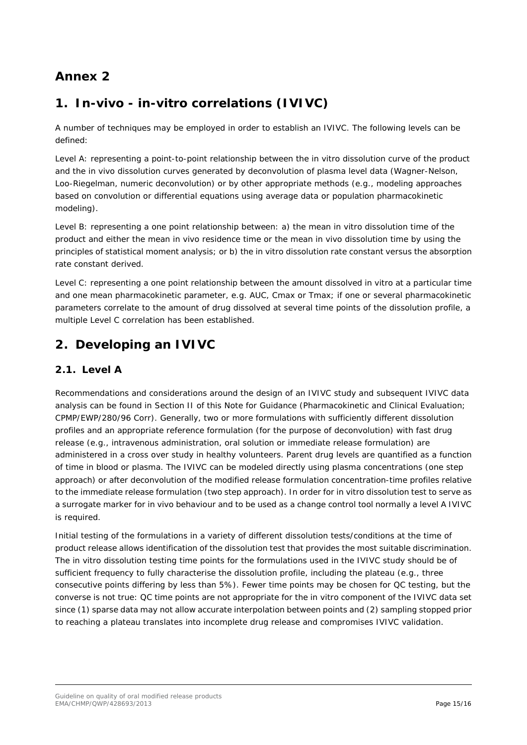# Annex 2

## 1. In-vivo - in-vitro correlations (IVIVC)

A number of techniques may be employed in order to establish an IVIVC. The following levels can be defined:

Level A: representing a point-to-point relationship between the in vitro dissolution curve of the product and the in vivo dissolution curves generated by deconvolution of plasma level data (Wagner-Nelson, Loo-Riegelman, numeric deconvolution) or by other appropriate methods (e.g., modeling approaches based on convolution or differential equations using average data or population pharmacokinetic modeling).

Level B: representing a one point relationship between: a) the mean in vitro dissolution time of the product and either the mean in vivo residence time or the mean in vivo dissolution time by using the principles of statistical moment analysis; or b) the in vitro dissolution rate constant versus the absorption rate constant derived.

Level C: representing a one point relationship between the amount dissolved in vitro at a particular time and one mean pharmacokinetic parameter, e.g. AUC, Cmax or Tmax; if one or several pharmacokinetic parameters correlate to the amount of drug dissolved at several time points of the dissolution profile, a multiple Level C correlation has been established.

## 2. Developing an IVIVC

### 2.1. Level A

Recommendations and considerations around the design of an IVIVC study and subsequent IVIVC data analysis can be found in Section II of this Note for Guidance (Pharmacokinetic and Clinical Evaluation; CPMP/EWP/280/96 Corr). Generally, two or more formulations with sufficiently different dissolution profiles and an appropriate reference formulation (for the purpose of deconvolution) with fast drug release (e.g., intravenous administration, oral solution or immediate release formulation) are administered in a cross over study in healthy volunteers. Parent drug levels are quantified as a function of time in blood or plasma. The IVIVC can be modeled directly using plasma concentrations (one step approach) or after deconvolution of the modified release formulation concentration-time profiles relative to the immediate release formulation (two step approach). In order for in vitro dissolution test to serve as a surrogate marker for in vivo behaviour and to be used as a change control tool normally a level A IVIVC is required.

Initial testing of the formulations in a variety of different dissolution tests/conditions at the time of product release allows identification of the dissolution test that provides the most suitable discrimination. The in vitro dissolution testing time points for the formulations used in the IVIVC study should be of sufficient frequency to fully characterise the dissolution profile, including the plateau (e.g., three consecutive points differing by less than 5%). Fewer time points may be chosen for QC testing, but the converse is not true: QC time points are not appropriate for the in vitro component of the IVIVC data set since (1) sparse data may not allow accurate interpolation between points and (2) sampling stopped prior to reaching a plateau translates into incomplete drug release and compromises IVIVC validation.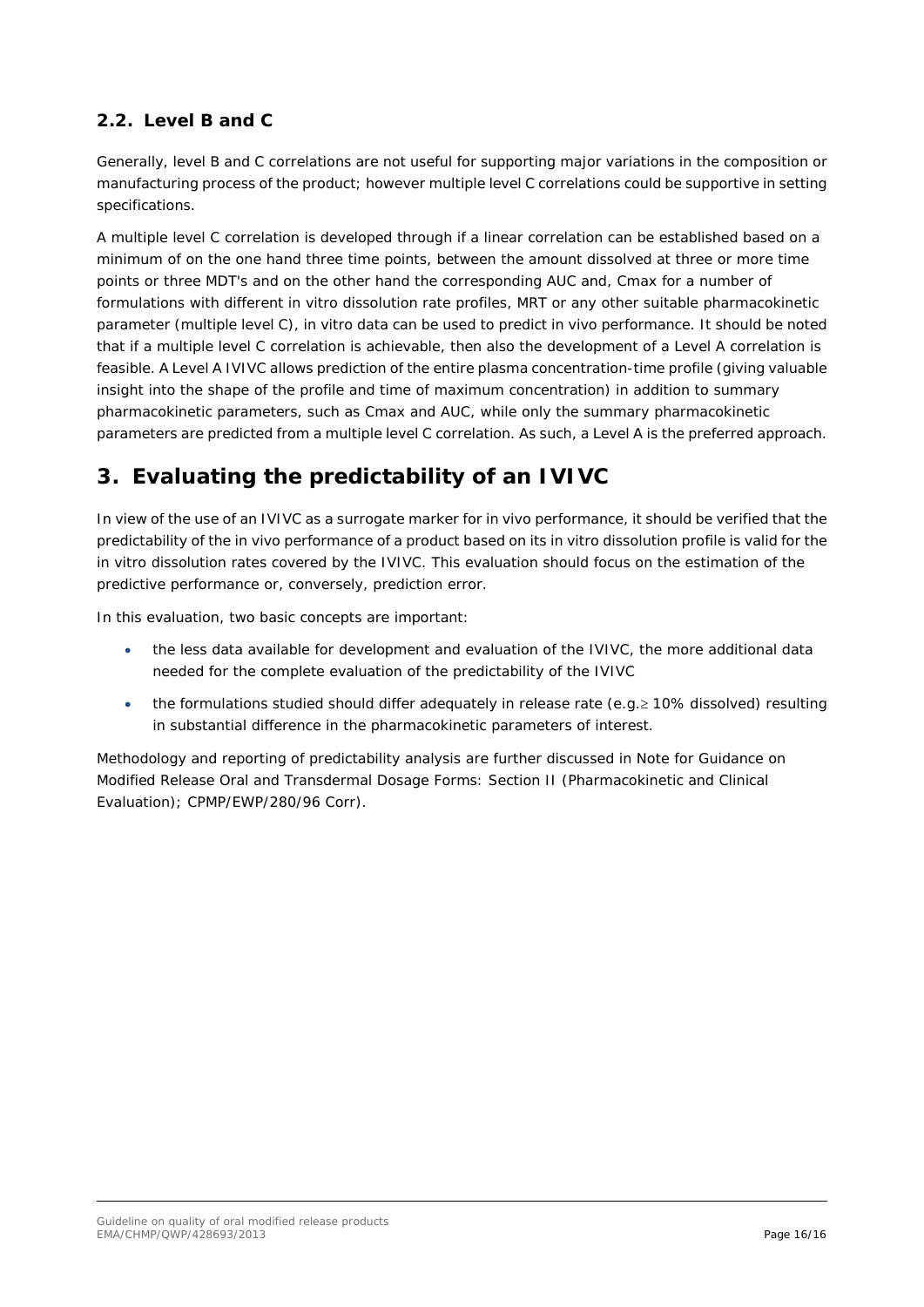### 2.2. Level B and C

Generally, level B and C correlations are not useful for supporting major variations in the composition or manufacturing process of the product; however multiple level C correlations could be supportive in setting specifications.

A multiple level C correlation is developed through if a linear correlation can be established based on a minimum of on the one hand three time points, between the amount dissolved at three or more time points or three MDT's and on the other hand the corresponding AUC and, Cmax for a number of formulations with different in vitro dissolution rate profiles, MRT or any other suitable pharmacokinetic parameter (multiple level C), in vitro data can be used to predict in vivo performance. It should be noted that if a multiple level C correlation is achievable, then also the development of a Level A correlation is feasible. A Level A IVIVC allows prediction of the entire plasma concentration-time profile (giving valuable insight into the shape of the profile and time of maximum concentration) in addition to summary pharmacokinetic parameters, such as Cmax and AUC, while only the summary pharmacokinetic parameters are predicted from a multiple level C correlation. As such, a Level A is the preferred approach.

## 3. Evaluating the predictability of an IVIVC

In view of the use of an IVIVC as a surrogate marker for in vivo performance, it should be verified that the predictability of the in vivo performance of a product based on its in vitro dissolution profile is valid for the in vitro dissolution rates covered by the IVIVC. This evaluation should focus on the estimation of the predictive performance or, conversely, prediction error.

In this evaluation, two basic concepts are important:

- the less data available for development and evaluation of the IVIVC, the more additional data needed for the complete evaluation of the predictability of the IVIVC
- the formulations studied should differ adequately in release rate (e.g. $\geq$ 10% dissolved) resulting in substantial difference in the pharmacokinetic parameters of interest.

Methodology and reporting of predictability analysis are further discussed in Note for Guidance on Modified Release Oral and Transdermal Dosage Forms: Section II (Pharmacokinetic and Clinical Evaluation); CPMP/EWP/280/96 Corr).